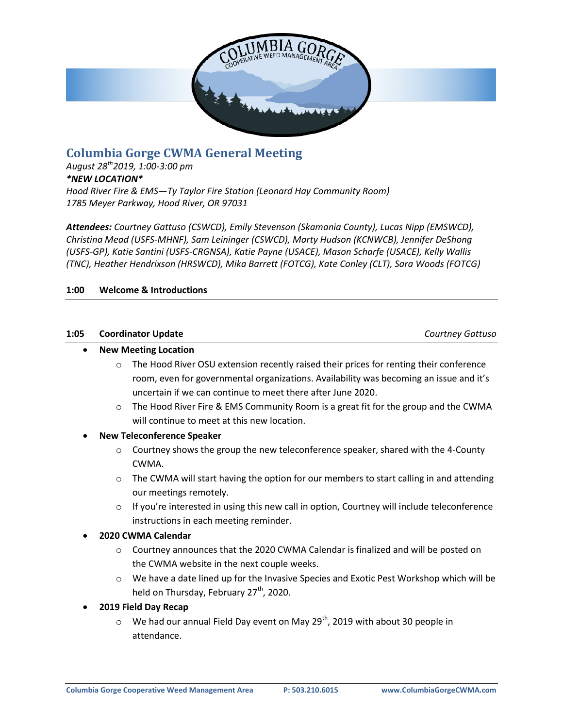# Columbia Gorge CWMA General Meeting

*August 28th 2019, 1:00-3:00 pm*

***NEW LOCATION***

*Hood River Fire & EMS—Ty Taylor Fire Station (Leonard Hay Community Room)*
*1785 Meyer Parkway, Hood River, OR 97031*

***Attendees:*** *Courtney Gattuso (CSWCD), Emily Stevenson (Skamania County), Lucas Nipp (EMSWCD), Christina Mead (USFS-MHNF), Sam Leininger (CSWCD), Marty Hudson (KCNWCB), Jennifer DeShong (USFS-GP), Katie Santini (USFS-CRGNSA), Katie Payne (USACE), Mason Scharfe (USACE), Kelly Wallis (TNC), Heather Hendrixson (HRSWCD), Mika Barrett (FOTCG), Kate Conley (CLT), Sara Woods (FOTCG)*

**1:00 Welcome & Introductions**

---

**1:05 Coordinator Update** *Courtney Gattuso*

---

- **New Meeting Location**
  - The Hood River OSU extension recently raised their prices for renting their conference room, even for governmental organizations. Availability was becoming an issue and it's uncertain if we can continue to meet there after June 2020.
  - The Hood River Fire & EMS Community Room is a great fit for the group and the CWMA will continue to meet at this new location.
- **New Teleconference Speaker**
  - Courtney shows the group the new teleconference speaker, shared with the 4-County CWMA.
  - The CWMA will start having the option for our members to start calling in and attending our meetings remotely.
  - If you're interested in using this new call in option, Courtney will include teleconference instructions in each meeting reminder.
- **2020 CWMA Calendar**
  - Courtney announces that the 2020 CWMA Calendar is finalized and will be posted on the CWMA website in the next couple weeks.
  - We have a date lined up for the Invasive Species and Exotic Pest Workshop which will be held on Thursday, February 27th, 2020.
- **2019 Field Day Recap**
  - We had our annual Field Day event on May 29th, 2019 with about 30 people in attendance.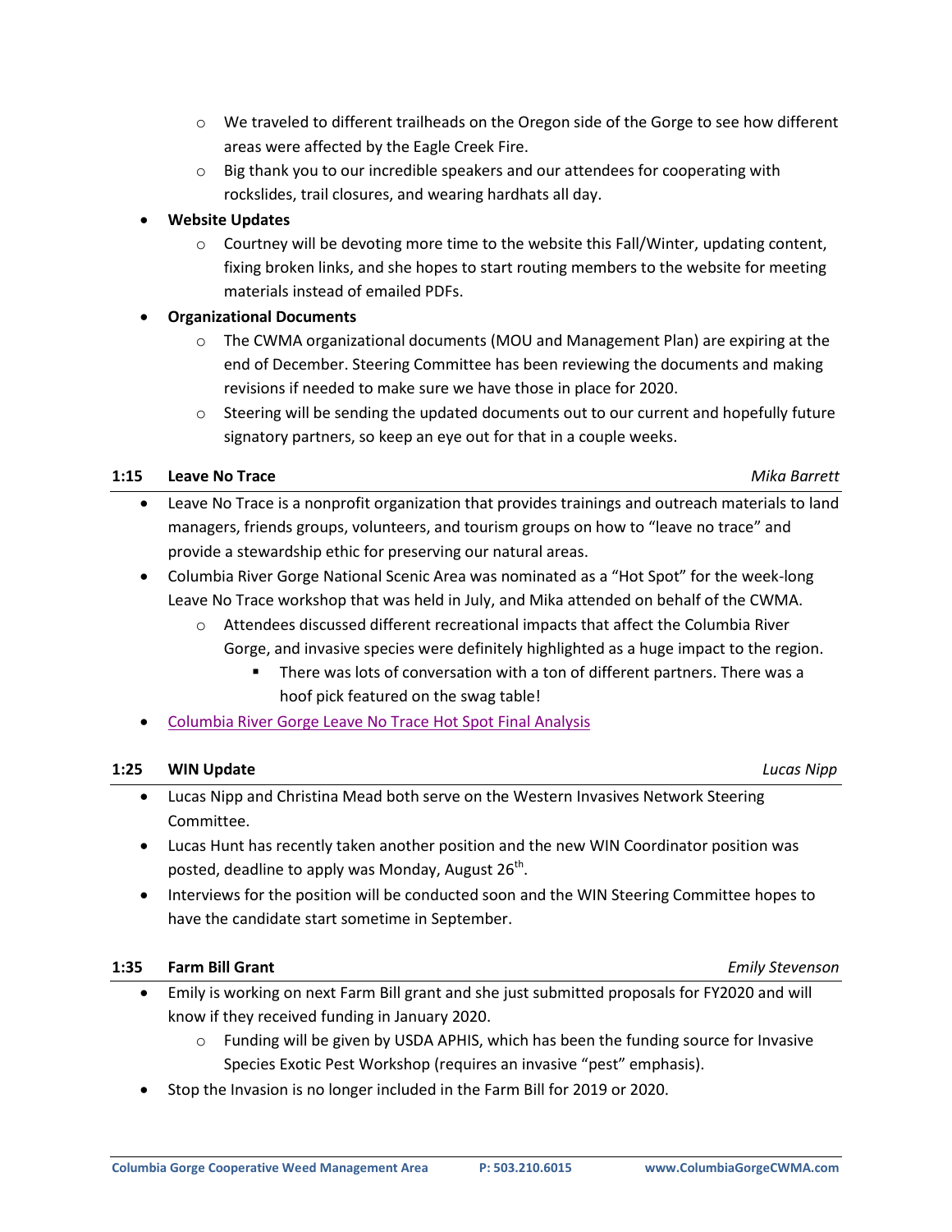- We traveled to different trailheads on the Oregon side of the Gorge to see how different areas were affected by the Eagle Creek Fire.
  - Big thank you to our incredible speakers and our attendees for cooperating with rockslides, trail closures, and wearing hardhats all day.
- **Website Updates**
  - Courtney will be devoting more time to the website this Fall/Winter, updating content, fixing broken links, and she hopes to start routing members to the website for meeting materials instead of emailed PDFs.
- **Organizational Documents**
  - The CWMA organizational documents (MOU and Management Plan) are expiring at the end of December. Steering Committee has been reviewing the documents and making revisions if needed to make sure we have those in place for 2020.
  - Steering will be sending the updated documents out to our current and hopefully future signatory partners, so keep an eye out for that in a couple weeks.

### 1:15 Leave No Trace — *Mika Barrett*

- Leave No Trace is a nonprofit organization that provides trainings and outreach materials to land managers, friends groups, volunteers, and tourism groups on how to "leave no trace" and provide a stewardship ethic for preserving our natural areas.
- Columbia River Gorge National Scenic Area was nominated as a "Hot Spot" for the week-long Leave No Trace workshop that was held in July, and Mika attended on behalf of the CWMA.
  - Attendees discussed different recreational impacts that affect the Columbia River Gorge, and invasive species were definitely highlighted as a huge impact to the region.
    - There was lots of conversation with a ton of different partners. There was a hoof pick featured on the swag table!
- Columbia River Gorge Leave No Trace Hot Spot Final Analysis

### 1:25 WIN Update — *Lucas Nipp*

- Lucas Nipp and Christina Mead both serve on the Western Invasives Network Steering Committee.
- Lucas Hunt has recently taken another position and the new WIN Coordinator position was posted, deadline to apply was Monday, August 26th.
- Interviews for the position will be conducted soon and the WIN Steering Committee hopes to have the candidate start sometime in September.

### 1:35 Farm Bill Grant — *Emily Stevenson*

- Emily is working on next Farm Bill grant and she just submitted proposals for FY2020 and will know if they received funding in January 2020.
  - Funding will be given by USDA APHIS, which has been the funding source for Invasive Species Exotic Pest Workshop (requires an invasive "pest" emphasis).
- Stop the Invasion is no longer included in the Farm Bill for 2019 or 2020.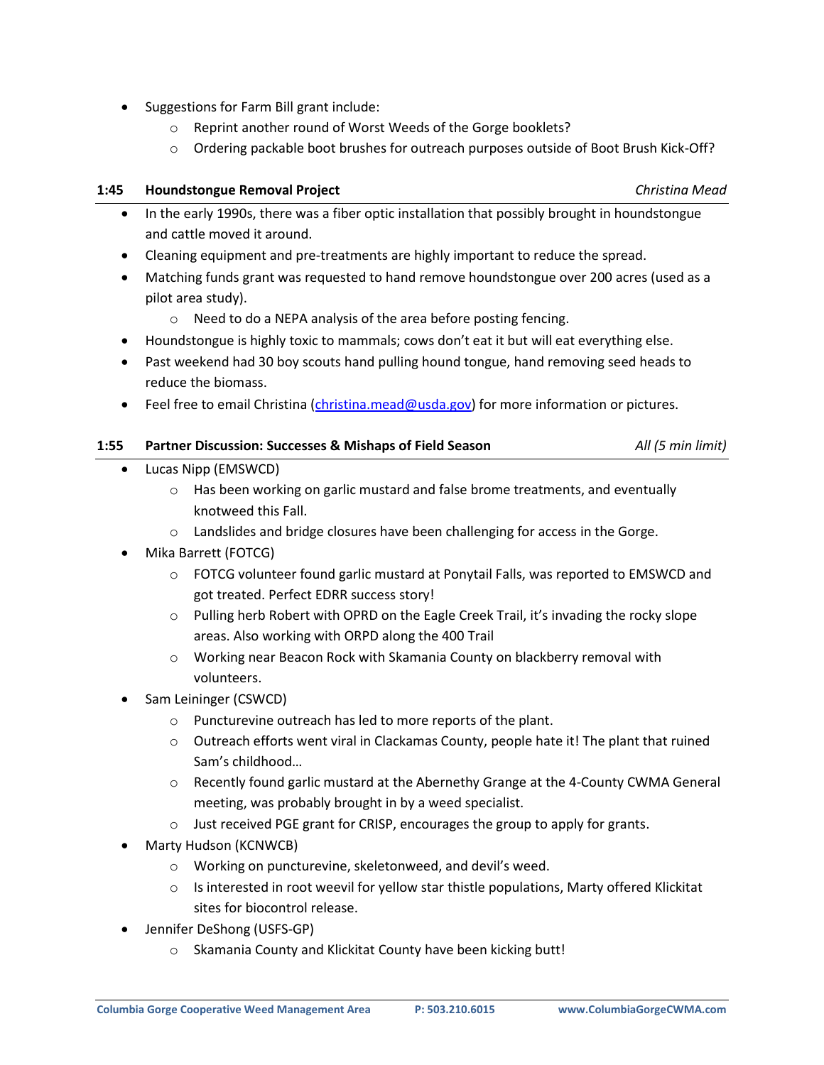- Suggestions for Farm Bill grant include:
  - Reprint another round of Worst Weeds of the Gorge booklets?
  - Ordering packable boot brushes for outreach purposes outside of Boot Brush Kick-Off?

**1:45 Houndstongue Removal Project** *Christina Mead*

- In the early 1990s, there was a fiber optic installation that possibly brought in houndstongue and cattle moved it around.
- Cleaning equipment and pre-treatments are highly important to reduce the spread.
- Matching funds grant was requested to hand remove houndstongue over 200 acres (used as a pilot area study).
  - Need to do a NEPA analysis of the area before posting fencing.
- Houndstongue is highly toxic to mammals; cows don't eat it but will eat everything else.
- Past weekend had 30 boy scouts hand pulling hound tongue, hand removing seed heads to reduce the biomass.
- Feel free to email Christina (christina.mead@usda.gov) for more information or pictures.

**1:55 Partner Discussion: Successes & Mishaps of Field Season** *All (5 min limit)*

- Lucas Nipp (EMSWCD)
  - Has been working on garlic mustard and false brome treatments, and eventually knotweed this Fall.
  - Landslides and bridge closures have been challenging for access in the Gorge.
- Mika Barrett (FOTCG)
  - FOTCG volunteer found garlic mustard at Ponytail Falls, was reported to EMSWCD and got treated. Perfect EDRR success story!
  - Pulling herb Robert with OPRD on the Eagle Creek Trail, it's invading the rocky slope areas. Also working with ORPD along the 400 Trail
  - Working near Beacon Rock with Skamania County on blackberry removal with volunteers.
- Sam Leininger (CSWCD)
  - Puncturevine outreach has led to more reports of the plant.
  - Outreach efforts went viral in Clackamas County, people hate it! The plant that ruined Sam's childhood…
  - Recently found garlic mustard at the Abernethy Grange at the 4-County CWMA General meeting, was probably brought in by a weed specialist.
  - Just received PGE grant for CRISP, encourages the group to apply for grants.
- Marty Hudson (KCNWCB)
  - Working on puncturevine, skeletonweed, and devil's weed.
  - Is interested in root weevil for yellow star thistle populations, Marty offered Klickitat sites for biocontrol release.
- Jennifer DeShong (USFS-GP)
  - Skamania County and Klickitat County have been kicking butt!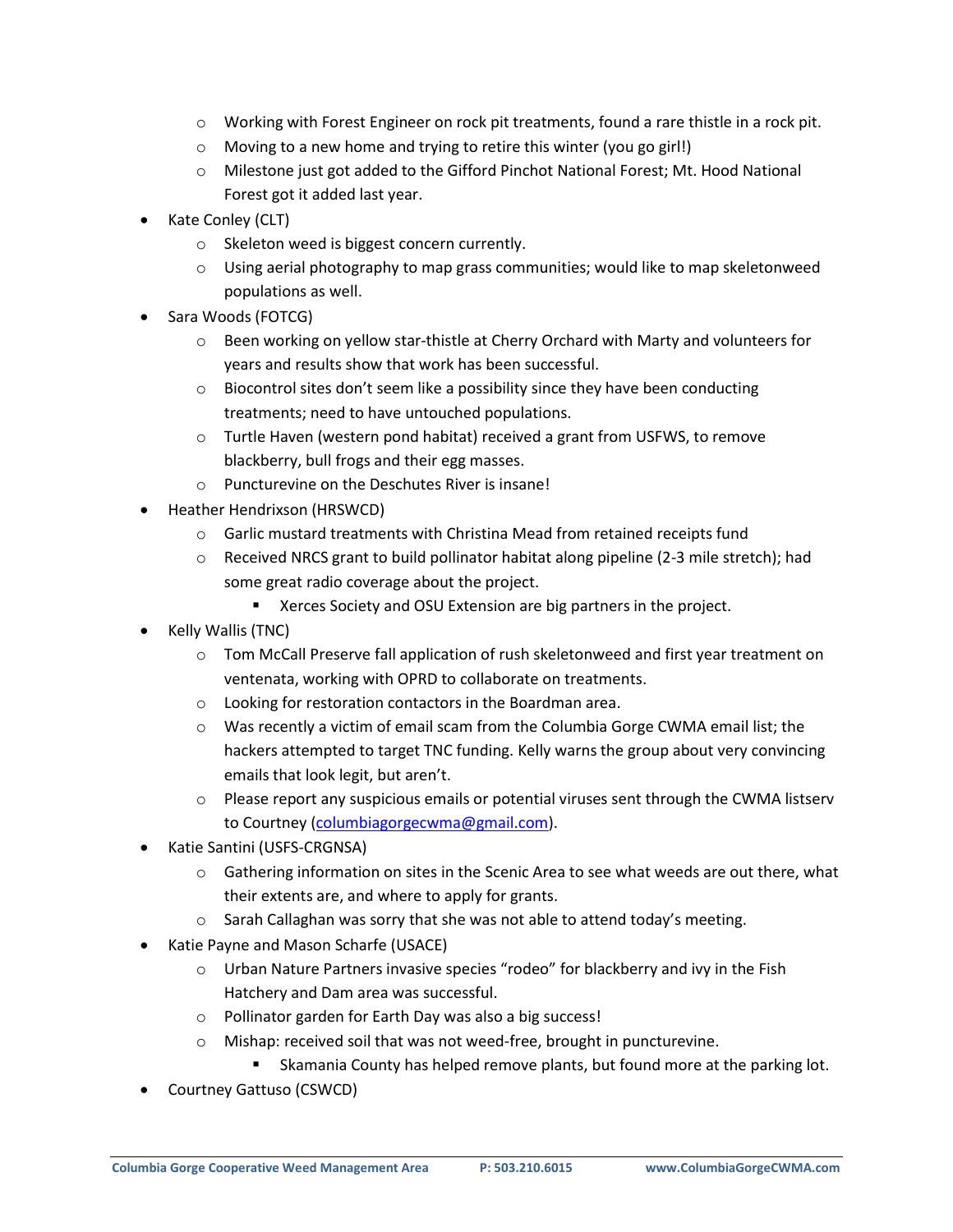- Working with Forest Engineer on rock pit treatments, found a rare thistle in a rock pit.
  - Moving to a new home and trying to retire this winter (you go girl!)
  - Milestone just got added to the Gifford Pinchot National Forest; Mt. Hood National Forest got it added last year.
- Kate Conley (CLT)
  - Skeleton weed is biggest concern currently.
  - Using aerial photography to map grass communities; would like to map skeletonweed populations as well.
- Sara Woods (FOTCG)
  - Been working on yellow star-thistle at Cherry Orchard with Marty and volunteers for years and results show that work has been successful.
  - Biocontrol sites don't seem like a possibility since they have been conducting treatments; need to have untouched populations.
  - Turtle Haven (western pond habitat) received a grant from USFWS, to remove blackberry, bull frogs and their egg masses.
  - Puncturevine on the Deschutes River is insane!
- Heather Hendrixson (HRSWCD)
  - Garlic mustard treatments with Christina Mead from retained receipts fund
  - Received NRCS grant to build pollinator habitat along pipeline (2-3 mile stretch); had some great radio coverage about the project.
    - Xerces Society and OSU Extension are big partners in the project.
- Kelly Wallis (TNC)
  - Tom McCall Preserve fall application of rush skeletonweed and first year treatment on ventenata, working with OPRD to collaborate on treatments.
  - Looking for restoration contactors in the Boardman area.
  - Was recently a victim of email scam from the Columbia Gorge CWMA email list; the hackers attempted to target TNC funding. Kelly warns the group about very convincing emails that look legit, but aren't.
  - Please report any suspicious emails or potential viruses sent through the CWMA listserv to Courtney (columbiagorgecwma@gmail.com).
- Katie Santini (USFS-CRGNSA)
  - Gathering information on sites in the Scenic Area to see what weeds are out there, what their extents are, and where to apply for grants.
  - Sarah Callaghan was sorry that she was not able to attend today's meeting.
- Katie Payne and Mason Scharfe (USACE)
  - Urban Nature Partners invasive species "rodeo" for blackberry and ivy in the Fish Hatchery and Dam area was successful.
  - Pollinator garden for Earth Day was also a big success!
  - Mishap: received soil that was not weed-free, brought in puncturevine.
    - Skamania County has helped remove plants, but found more at the parking lot.
- Courtney Gattuso (CSWCD)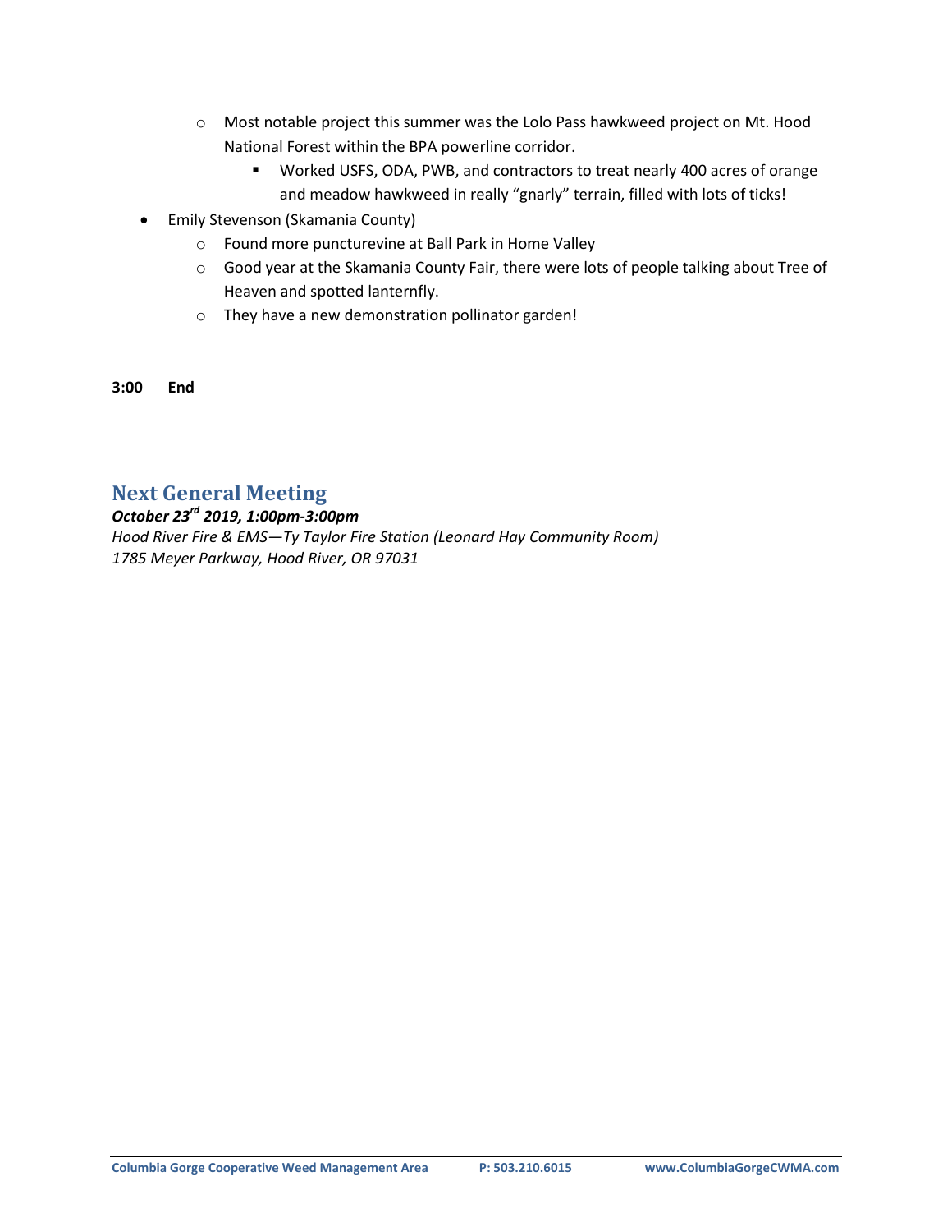- Most notable project this summer was the Lolo Pass hawkweed project on Mt. Hood National Forest within the BPA powerline corridor.
        - Worked USFS, ODA, PWB, and contractors to treat nearly 400 acres of orange and meadow hawkweed in really "gnarly" terrain, filled with lots of ticks!
- Emily Stevenson (Skamania County)
    - Found more puncturevine at Ball Park in Home Valley
    - Good year at the Skamania County Fair, there were lots of people talking about Tree of Heaven and spotted lanternfly.
    - They have a new demonstration pollinator garden!

**3:00 End**

---

## Next General Meeting

***October 23rd 2019, 1:00pm-3:00pm***

*Hood River Fire & EMS—Ty Taylor Fire Station (Leonard Hay Community Room)*
*1785 Meyer Parkway, Hood River, OR 97031*